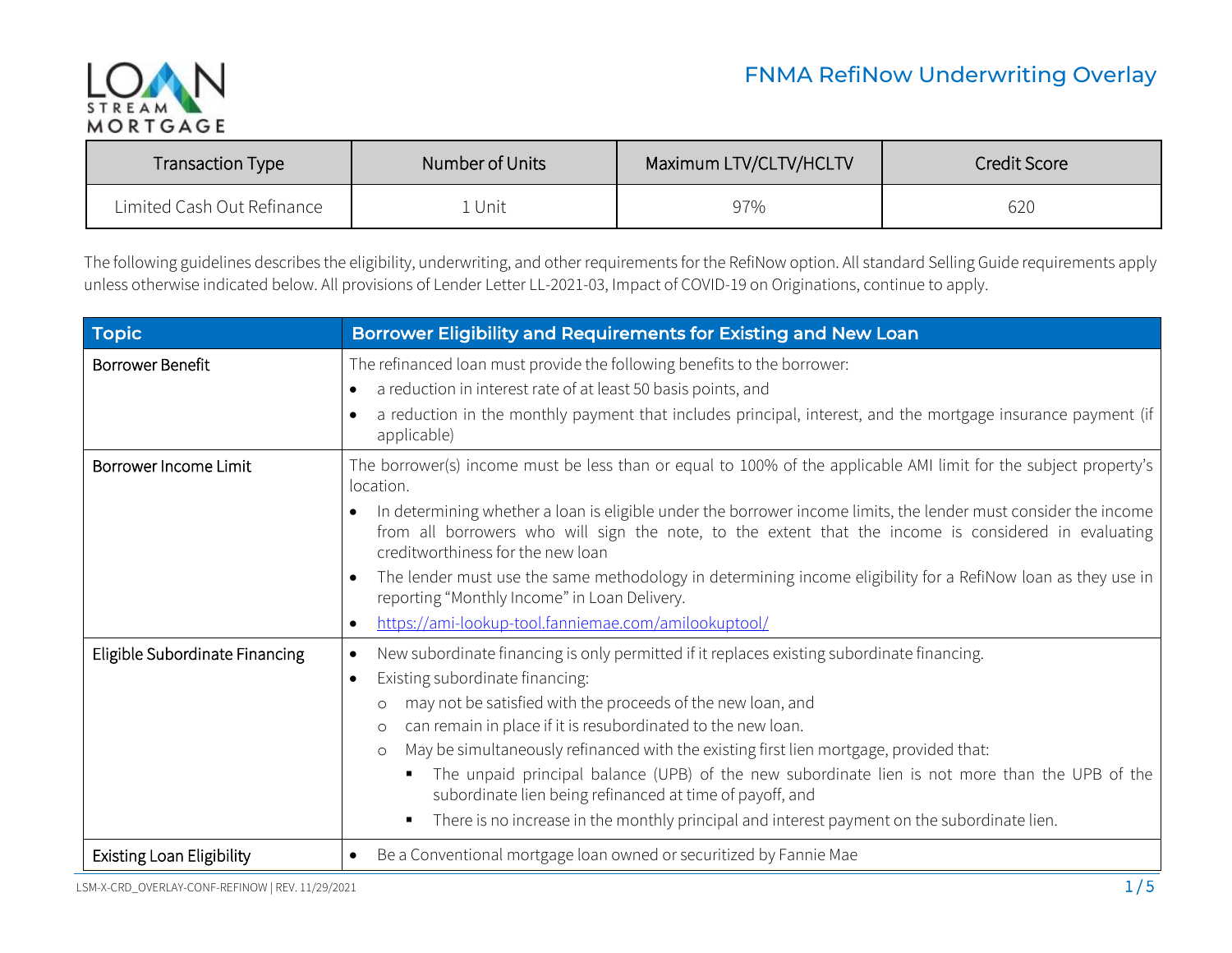# FNMA RefiNow Underwriting Overlay

| Transaction Type | Number of Units | Maximum LTV/CLTV/HCLTV | Credit Score |
|---|---|---|---|
| Limited Cash Out Refinance | 1 Unit | 97% | 620 |

The following guidelines describes the eligibility, underwriting, and other requirements for the RefiNow option. All standard Selling Guide requirements apply unless otherwise indicated below. All provisions of Lender Letter LL-2021-03, Impact of COVID-19 on Originations, continue to apply.

| Topic | Borrower Eligibility and Requirements for Existing and New Loan |
|---|---|
| Borrower Benefit | The refinanced loan must provide the following benefits to the borrower:<br>• a reduction in interest rate of at least 50 basis points, and<br>• a reduction in the monthly payment that includes principal, interest, and the mortgage insurance payment (if applicable) |
| Borrower Income Limit | The borrower(s) income must be less than or equal to 100% of the applicable AMI limit for the subject property's location.<br>• In determining whether a loan is eligible under the borrower income limits, the lender must consider the income from all borrowers who will sign the note, to the extent that the income is considered in evaluating creditworthiness for the new loan<br>• The lender must use the same methodology in determining income eligibility for a RefiNow loan as they use in reporting "Monthly Income" in Loan Delivery.<br>• https://ami-lookup-tool.fanniemae.com/amilookuptool/ |
| Eligible Subordinate Financing | • New subordinate financing is only permitted if it replaces existing subordinate financing.<br>• Existing subordinate financing:<br>&nbsp;&nbsp;○ may not be satisfied with the proceeds of the new loan, and<br>&nbsp;&nbsp;○ can remain in place if it is resubordinated to the new loan.<br>&nbsp;&nbsp;○ May be simultaneously refinanced with the existing first lien mortgage, provided that:<br>&nbsp;&nbsp;&nbsp;&nbsp;▪ The unpaid principal balance (UPB) of the new subordinate lien is not more than the UPB of the subordinate lien being refinanced at time of payoff, and<br>&nbsp;&nbsp;&nbsp;&nbsp;▪ There is no increase in the monthly principal and interest payment on the subordinate lien. |
| Existing Loan Eligibility | • Be a Conventional mortgage loan owned or securitized by Fannie Mae |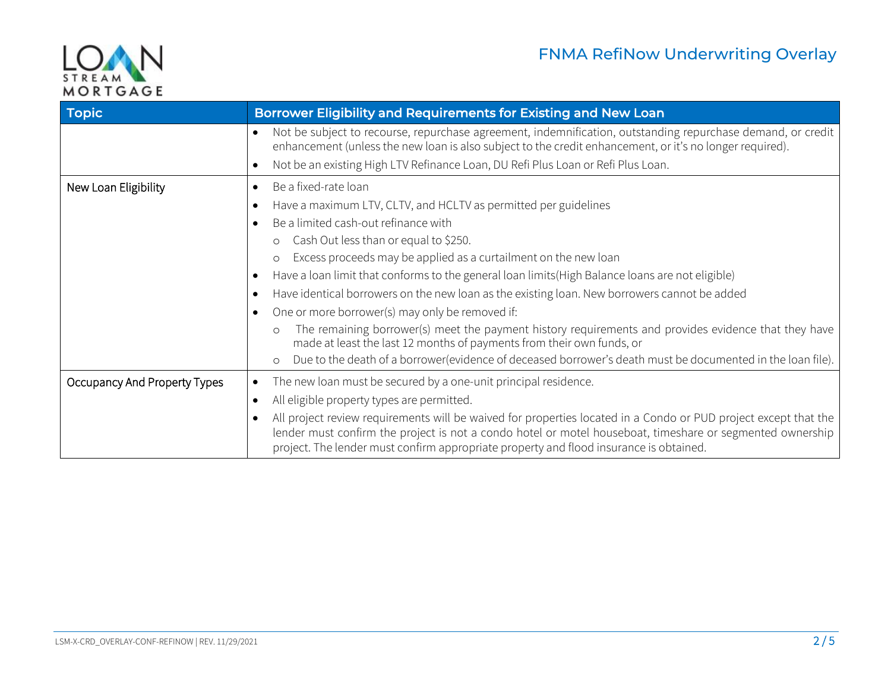| Topic | Borrower Eligibility and Requirements for Existing and New Loan |
|---|---|
| | • Not be subject to recourse, repurchase agreement, indemnification, outstanding repurchase demand, or credit enhancement (unless the new loan is also subject to the credit enhancement, or it's no longer required).<br>• Not be an existing High LTV Refinance Loan, DU Refi Plus Loan or Refi Plus Loan. |
| New Loan Eligibility | • Be a fixed-rate loan<br>• Have a maximum LTV, CLTV, and HCLTV as permitted per guidelines<br>• Be a limited cash-out refinance with<br>&nbsp;&nbsp;&nbsp;&nbsp;○ Cash Out less than or equal to $250.<br>&nbsp;&nbsp;&nbsp;&nbsp;○ Excess proceeds may be applied as a curtailment on the new loan<br>• Have a loan limit that conforms to the general loan limits(High Balance loans are not eligible)<br>• Have identical borrowers on the new loan as the existing loan. New borrowers cannot be added<br>• One or more borrower(s) may only be removed if:<br>&nbsp;&nbsp;&nbsp;&nbsp;○ The remaining borrower(s) meet the payment history requirements and provides evidence that they have made at least the last 12 months of payments from their own funds, or<br>&nbsp;&nbsp;&nbsp;&nbsp;○ Due to the death of a borrower(evidence of deceased borrower's death must be documented in the loan file). |
| Occupancy And Property Types | • The new loan must be secured by a one-unit principal residence.<br>• All eligible property types are permitted.<br>• All project review requirements will be waived for properties located in a Condo or PUD project except that the lender must confirm the project is not a condo hotel or motel houseboat, timeshare or segmented ownership project. The lender must confirm appropriate property and flood insurance is obtained. |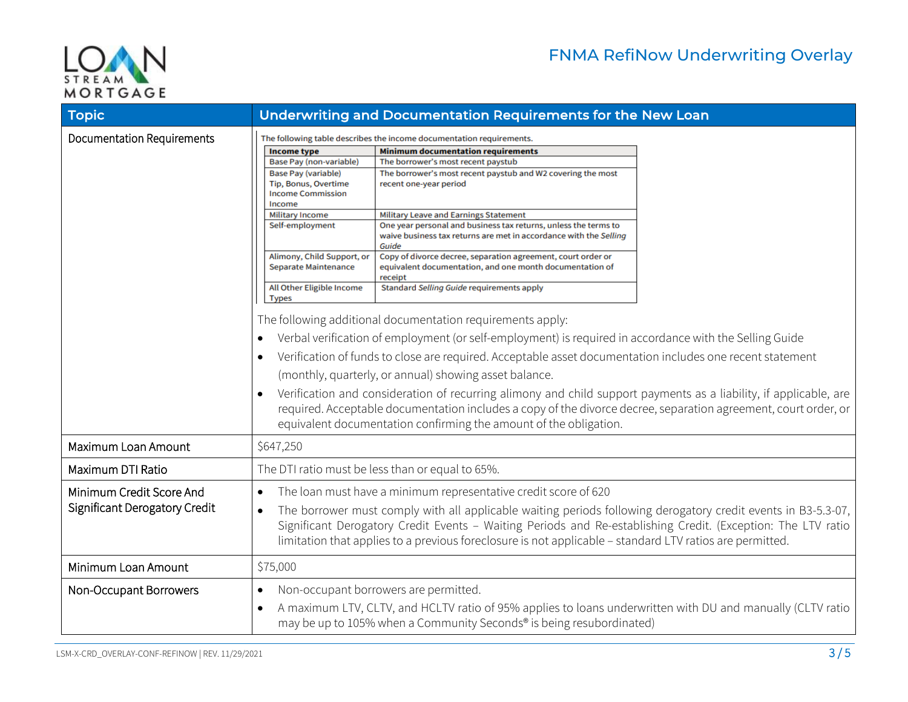| Topic | Underwriting and Documentation Requirements for the New Loan |
|---|---|
| Documentation Requirements | The following table describes the income documentation requirements.<br><br>**Income type** — **Minimum documentation requirements**<br>Base Pay (non-variable) — The borrower's most recent paystub<br>Base Pay (variable) Tip, Bonus, Overtime Income Commission Income — The borrower's most recent paystub and W2 covering the most recent one-year period<br>Military Income — Military Leave and Earnings Statement<br>Self-employment — One year personal and business tax returns, unless the terms to waive business tax returns are met in accordance with the *Selling Guide*<br>Alimony, Child Support, or Separate Maintenance — Copy of divorce decree, separation agreement, court order or equivalent documentation, and one month documentation of receipt<br>All Other Eligible Income Types — Standard *Selling Guide* requirements apply<br><br>The following additional documentation requirements apply:<br>• Verbal verification of employment (or self-employment) is required in accordance with the Selling Guide<br>• Verification of funds to close are required. Acceptable asset documentation includes one recent statement (monthly, quarterly, or annual) showing asset balance.<br>• Verification and consideration of recurring alimony and child support payments as a liability, if applicable, are required. Acceptable documentation includes a copy of the divorce decree, separation agreement, court order, or equivalent documentation confirming the amount of the obligation. |
| Maximum Loan Amount | $647,250 |
| Maximum DTI Ratio | The DTI ratio must be less than or equal to 65%. |
| Minimum Credit Score And Significant Derogatory Credit | • The loan must have a minimum representative credit score of 620<br>• The borrower must comply with all applicable waiting periods following derogatory credit events in B3-5.3-07, Significant Derogatory Credit Events – Waiting Periods and Re-establishing Credit. (Exception: The LTV ratio limitation that applies to a previous foreclosure is not applicable – standard LTV ratios are permitted. |
| Minimum Loan Amount | $75,000 |
| Non-Occupant Borrowers | • Non-occupant borrowers are permitted.<br>• A maximum LTV, CLTV, and HCLTV ratio of 95% applies to loans underwritten with DU and manually (CLTV ratio may be up to 105% when a Community Seconds® is being resubordinated) |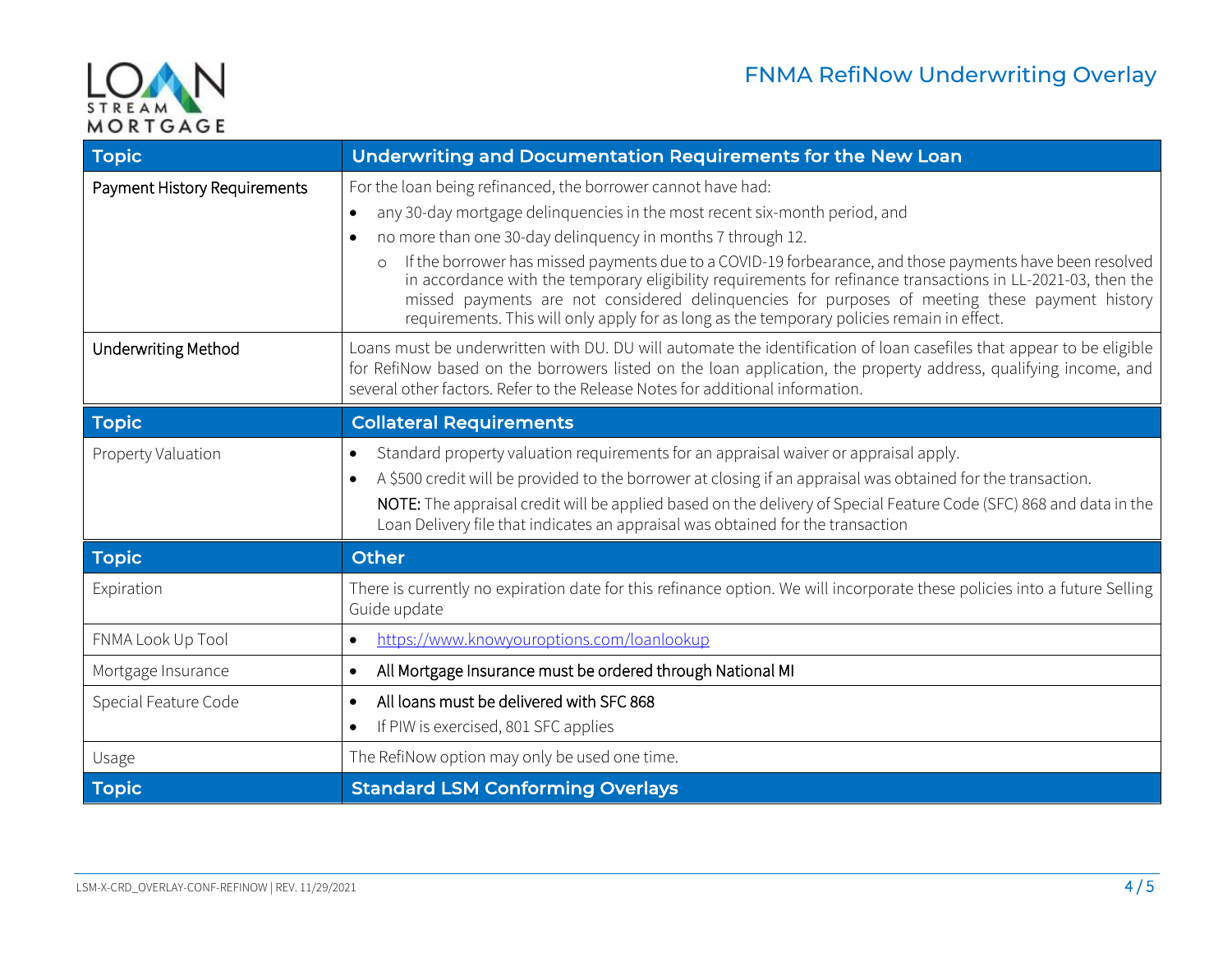# FNMA RefiNow Underwriting Overlay

| Topic | Underwriting and Documentation Requirements for the New Loan |
|---|---|
| Payment History Requirements | For the loan being refinanced, the borrower cannot have had:<br>• any 30-day mortgage delinquencies in the most recent six-month period, and<br>• no more than one 30-day delinquency in months 7 through 12.<br>  ○ If the borrower has missed payments due to a COVID-19 forbearance, and those payments have been resolved in accordance with the temporary eligibility requirements for refinance transactions in LL-2021-03, then the missed payments are not considered delinquencies for purposes of meeting these payment history requirements. This will only apply for as long as the temporary policies remain in effect. |
| Underwriting Method | Loans must be underwritten with DU. DU will automate the identification of loan casefiles that appear to be eligible for RefiNow based on the borrowers listed on the loan application, the property address, qualifying income, and several other factors. Refer to the Release Notes for additional information. |
| **Topic** | **Collateral Requirements** |
| Property Valuation | • Standard property valuation requirements for an appraisal waiver or appraisal apply.<br>• A $500 credit will be provided to the borrower at closing if an appraisal was obtained for the transaction.<br>**NOTE:** The appraisal credit will be applied based on the delivery of Special Feature Code (SFC) 868 and data in the Loan Delivery file that indicates an appraisal was obtained for the transaction |
| **Topic** | **Other** |
| Expiration | There is currently no expiration date for this refinance option. We will incorporate these policies into a future Selling Guide update |
| FNMA Look Up Tool | • https://www.knowyouroptions.com/loanlookup |
| Mortgage Insurance | • All Mortgage Insurance must be ordered through National MI |
| Special Feature Code | • All loans must be delivered with SFC 868<br>• If PIW is exercised, 801 SFC applies |
| Usage | The RefiNow option may only be used one time. |
| **Topic** | **Standard LSM Conforming Overlays** |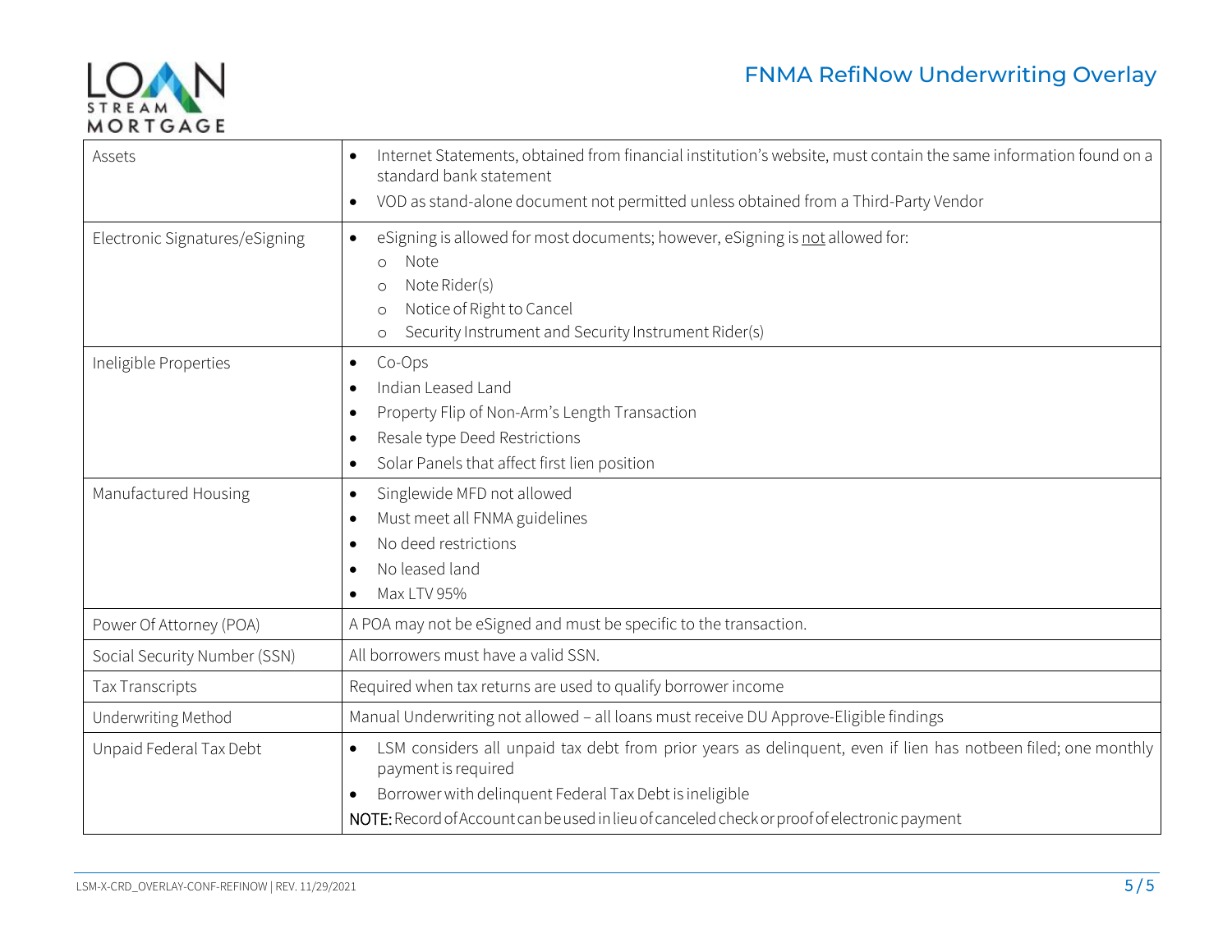| | |
|---|---|
| Assets | • Internet Statements, obtained from financial institution's website, must contain the same information found on a standard bank statement<br>• VOD as stand-alone document not permitted unless obtained from a Third-Party Vendor |
| Electronic Signatures/eSigning | • eSigning is allowed for most documents; however, eSigning is <u>not</u> allowed for:<br>&nbsp;&nbsp;&nbsp;&nbsp;○ Note<br>&nbsp;&nbsp;&nbsp;&nbsp;○ Note Rider(s)<br>&nbsp;&nbsp;&nbsp;&nbsp;○ Notice of Right to Cancel<br>&nbsp;&nbsp;&nbsp;&nbsp;○ Security Instrument and Security Instrument Rider(s) |
| Ineligible Properties | • Co-Ops<br>• Indian Leased Land<br>• Property Flip of Non-Arm's Length Transaction<br>• Resale type Deed Restrictions<br>• Solar Panels that affect first lien position |
| Manufactured Housing | • Singlewide MFD not allowed<br>• Must meet all FNMA guidelines<br>• No deed restrictions<br>• No leased land<br>• Max LTV 95% |
| Power Of Attorney (POA) | A POA may not be eSigned and must be specific to the transaction. |
| Social Security Number (SSN) | All borrowers must have a valid SSN. |
| Tax Transcripts | Required when tax returns are used to qualify borrower income |
| Underwriting Method | Manual Underwriting not allowed – all loans must receive DU Approve-Eligible findings |
| Unpaid Federal Tax Debt | • LSM considers all unpaid tax debt from prior years as delinquent, even if lien has notbeen filed; one monthly payment is required<br>• Borrower with delinquent Federal Tax Debt is ineligible<br>**NOTE:** Record of Account can be used in lieu of canceled check or proof of electronic payment |